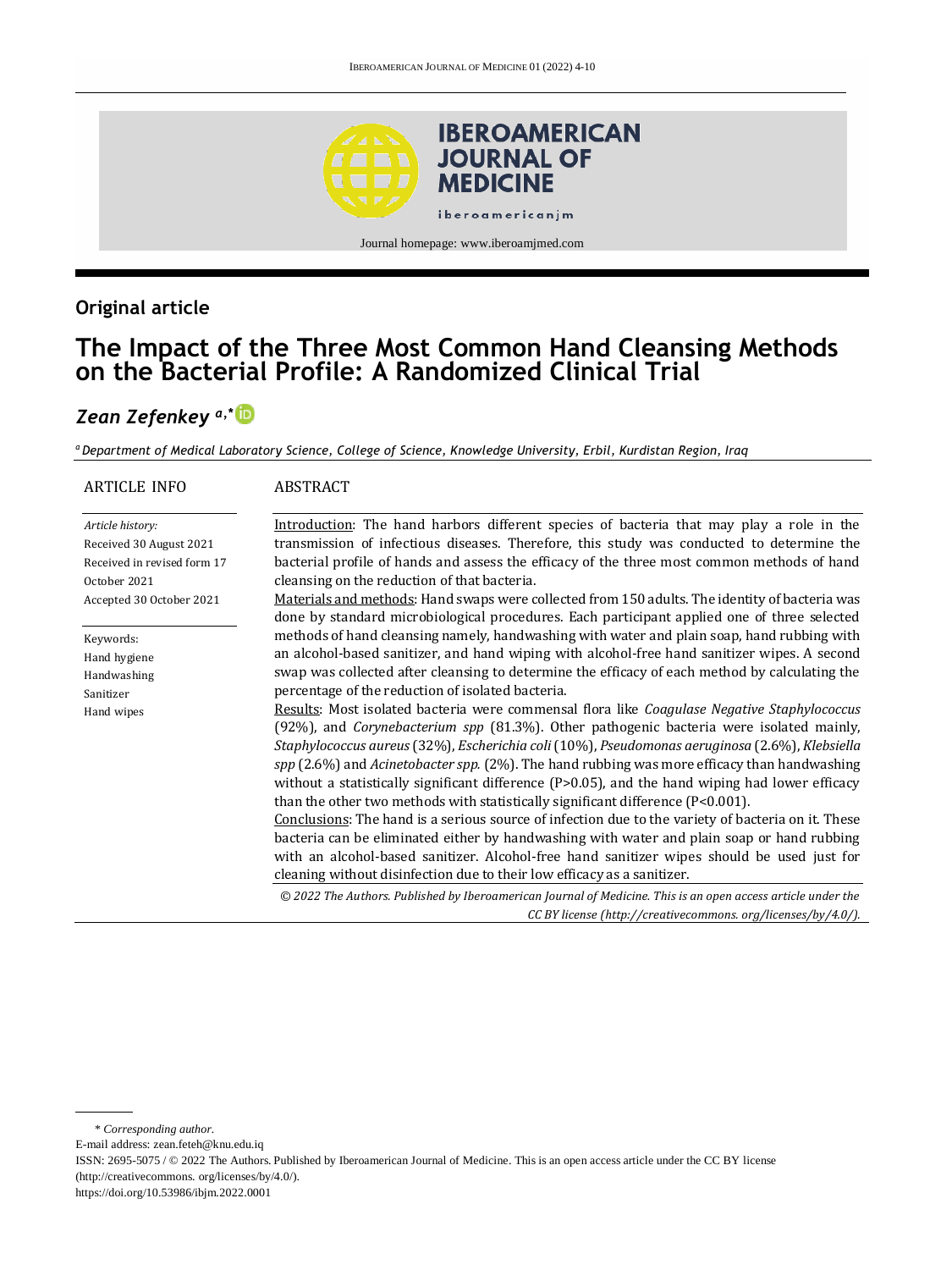## Original article

# The Impact of the Three Most Common Hand Cleansing Methods on the Bacterial Profile: A Randomized Clinical Trial

***Zean Zefenkey*** [a,*]

[a] *Department of Medical Laboratory Science, College of Science, Knowledge University, Erbil, Kurdistan Region, Iraq*

### ARTICLE INFO

*Article history:*
Received 30 August 2021
Received in revised form 17 October 2021
Accepted 30 October 2021

Keywords:
Hand hygiene
Handwashing
Sanitizer
Hand wipes

### ABSTRACT

Introduction: The hand harbors different species of bacteria that may play a role in the transmission of infectious diseases. Therefore, this study was conducted to determine the bacterial profile of hands and assess the efficacy of the three most common methods of hand cleansing on the reduction of that bacteria.

Materials and methods: Hand swaps were collected from 150 adults. The identity of bacteria was done by standard microbiological procedures. Each participant applied one of three selected methods of hand cleansing namely, handwashing with water and plain soap, hand rubbing with an alcohol-based sanitizer, and hand wiping with alcohol-free hand sanitizer wipes. A second swap was collected after cleansing to determine the efficacy of each method by calculating the percentage of the reduction of isolated bacteria.

Results: Most isolated bacteria were commensal flora like *Coagulase Negative Staphylococcus* (92%), and *Corynebacterium spp* (81.3%). Other pathogenic bacteria were isolated mainly, *Staphylococcus aureus* (32%), *Escherichia coli* (10%), *Pseudomonas aeruginosa* (2.6%), *Klebsiella spp* (2.6%) and *Acinetobacter spp.* (2%). The hand rubbing was more efficacy than handwashing without a statistically significant difference (P>0.05), and the hand wiping had lower efficacy than the other two methods with statistically significant difference (P<0.001).

Conclusions: The hand is a serious source of infection due to the variety of bacteria on it. These bacteria can be eliminated either by handwashing with water and plain soap or hand rubbing with an alcohol-based sanitizer. Alcohol-free hand sanitizer wipes should be used just for cleaning without disinfection due to their low efficacy as a sanitizer.

*© 2022 The Authors. Published by Iberoamerican Journal of Medicine. This is an open access article under the CC BY license (http://creativecommons. org/licenses/by/4.0/).*

---

\* *Corresponding author.*
E-mail address: zean.feteh@knu.edu.iq
ISSN: 2695-5075 / © 2022 The Authors. Published by Iberoamerican Journal of Medicine. This is an open access article under the CC BY license (http://creativecommons. org/licenses/by/4.0/).
https://doi.org/10.53986/ibjm.2022.0001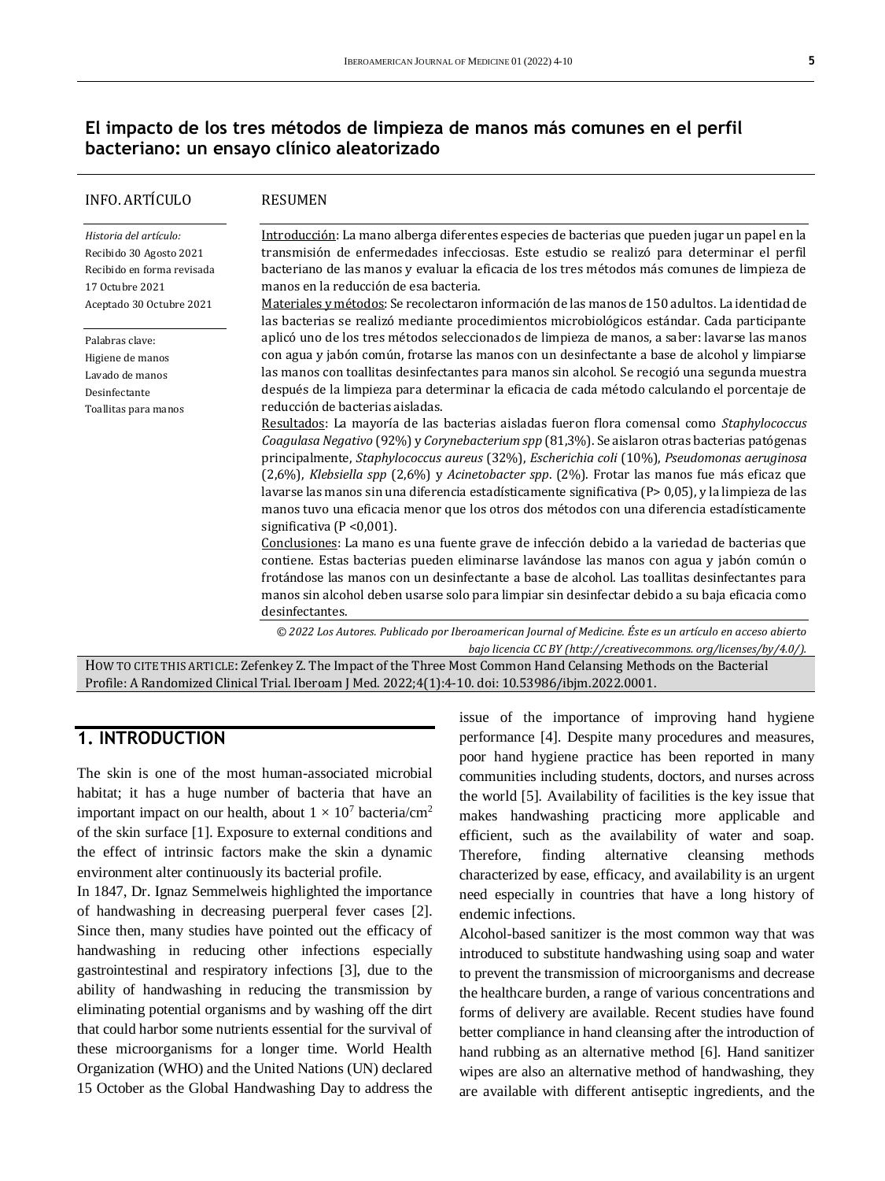## El impacto de los tres métodos de limpieza de manos más comunes en el perfil bacteriano: un ensayo clínico aleatorizado

**INFO. ARTÍCULO**

*Historia del artículo:*
Recibido 30 Agosto 2021
Recibido en forma revisada 17 Octubre 2021
Aceptado 30 Octubre 2021

Palabras clave:
Higiene de manos
Lavado de manos
Desinfectante
Toallitas para manos

**RESUMEN**

Introducción: La mano alberga diferentes especies de bacterias que pueden jugar un papel en la transmisión de enfermedades infecciosas. Este estudio se realizó para determinar el perfil bacteriano de las manos y evaluar la eficacia de los tres métodos más comunes de limpieza de manos en la reducción de esa bacteria.

Materiales y métodos: Se recolectaron información de las manos de 150 adultos. La identidad de las bacterias se realizó mediante procedimientos microbiológicos estándar. Cada participante aplicó uno de los tres métodos seleccionados de limpieza de manos, a saber: lavarse las manos con agua y jabón común, frotarse las manos con un desinfectante a base de alcohol y limpiarse las manos con toallitas desinfectantes para manos sin alcohol. Se recogió una segunda muestra después de la limpieza para determinar la eficacia de cada método calculando el porcentaje de reducción de bacterias aisladas.

Resultados: La mayoría de las bacterias aisladas fueron flora comensal como *Staphylococcus Coagulasa Negativo* (92%) y *Corynebacterium spp* (81,3%). Se aislaron otras bacterias patógenas principalmente, *Staphylococcus aureus* (32%), *Escherichia coli* (10%), *Pseudomonas aeruginosa* (2,6%), *Klebsiella spp* (2,6%) y *Acinetobacter spp*. (2%). Frotar las manos fue más eficaz que lavarse las manos sin una diferencia estadísticamente significativa (P> 0,05), y la limpieza de las manos tuvo una eficacia menor que los otros dos métodos con una diferencia estadísticamente significativa (P <0,001).

Conclusiones: La mano es una fuente grave de infección debido a la variedad de bacterias que contiene. Estas bacterias pueden eliminarse lavándose las manos con agua y jabón común o frotándose las manos con un desinfectante a base de alcohol. Las toallitas desinfectantes para manos sin alcohol deben usarse solo para limpiar sin desinfectar debido a su baja eficacia como desinfectantes.

*© 2022 Los Autores. Publicado por Iberoamerican Journal of Medicine. Éste es un artículo en acceso abierto bajo licencia CC BY (http://creativecommons. org/licenses/by/4.0/).*

HOW TO CITE THIS ARTICLE: Zefenkey Z. The Impact of the Three Most Common Hand Celansing Methods on the Bacterial Profile: A Randomized Clinical Trial. Iberoam J Med. 2022;4(1):4-10. doi: 10.53986/ibjm.2022.0001.

## 1. INTRODUCTION

The skin is one of the most human-associated microbial habitat; it has a huge number of bacteria that have an important impact on our health, about $1 \times 10^7$ bacteria/cm$^2$ of the skin surface [1]. Exposure to external conditions and the effect of intrinsic factors make the skin a dynamic environment alter continuously its bacterial profile.

In 1847, Dr. Ignaz Semmelweis highlighted the importance of handwashing in decreasing puerperal fever cases [2]. Since then, many studies have pointed out the efficacy of handwashing in reducing other infections especially gastrointestinal and respiratory infections [3], due to the ability of handwashing in reducing the transmission by eliminating potential organisms and by washing off the dirt that could harbor some nutrients essential for the survival of these microorganisms for a longer time. World Health Organization (WHO) and the United Nations (UN) declared 15 October as the Global Handwashing Day to address the issue of the importance of improving hand hygiene performance [4]. Despite many procedures and measures, poor hand hygiene practice has been reported in many communities including students, doctors, and nurses across the world [5]. Availability of facilities is the key issue that makes handwashing practicing more applicable and efficient, such as the availability of water and soap. Therefore, finding alternative cleansing methods characterized by ease, efficacy, and availability is an urgent need especially in countries that have a long history of endemic infections.

Alcohol-based sanitizer is the most common way that was introduced to substitute handwashing using soap and water to prevent the transmission of microorganisms and decrease the healthcare burden, a range of various concentrations and forms of delivery are available. Recent studies have found better compliance in hand cleansing after the introduction of hand rubbing as an alternative method [6]. Hand sanitizer wipes are also an alternative method of handwashing, they are available with different antiseptic ingredients, and the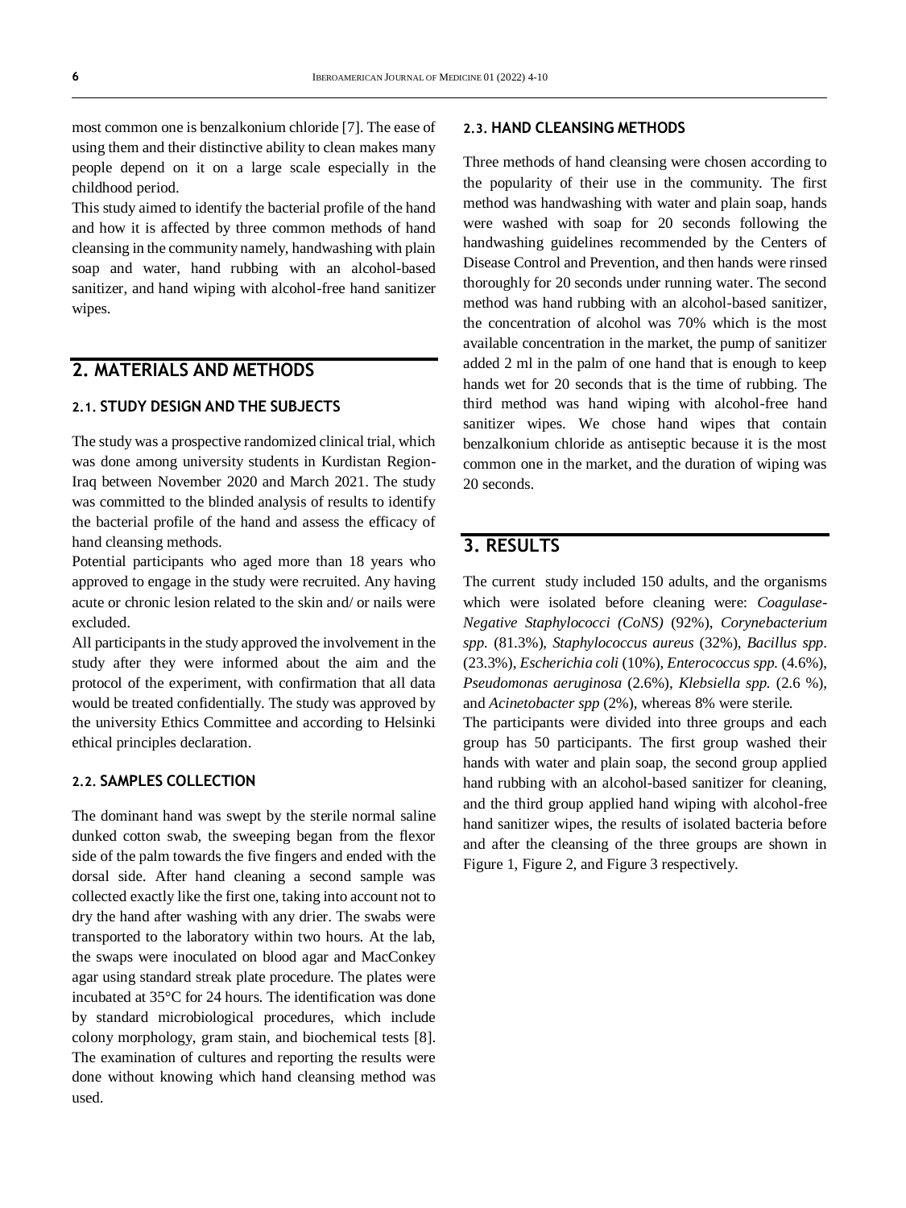most common one is benzalkonium chloride [7]. The ease of using them and their distinctive ability to clean makes many people depend on it on a large scale especially in the childhood period.

This study aimed to identify the bacterial profile of the hand and how it is affected by three common methods of hand cleansing in the community namely, handwashing with plain soap and water, hand rubbing with an alcohol-based sanitizer, and hand wiping with alcohol-free hand sanitizer wipes.

## 2. MATERIALS AND METHODS

### 2.1. STUDY DESIGN AND THE SUBJECTS

The study was a prospective randomized clinical trial, which was done among university students in Kurdistan Region-Iraq between November 2020 and March 2021. The study was committed to the blinded analysis of results to identify the bacterial profile of the hand and assess the efficacy of hand cleansing methods.

Potential participants who aged more than 18 years who approved to engage in the study were recruited. Any having acute or chronic lesion related to the skin and/ or nails were excluded.

All participants in the study approved the involvement in the study after they were informed about the aim and the protocol of the experiment, with confirmation that all data would be treated confidentially. The study was approved by the university Ethics Committee and according to Helsinki ethical principles declaration.

### 2.2. SAMPLES COLLECTION

The dominant hand was swept by the sterile normal saline dunked cotton swab, the sweeping began from the flexor side of the palm towards the five fingers and ended with the dorsal side. After hand cleaning a second sample was collected exactly like the first one, taking into account not to dry the hand after washing with any drier. The swabs were transported to the laboratory within two hours. At the lab, the swaps were inoculated on blood agar and MacConkey agar using standard streak plate procedure. The plates were incubated at 35°C for 24 hours. The identification was done by standard microbiological procedures, which include colony morphology, gram stain, and biochemical tests [8]. The examination of cultures and reporting the results were done without knowing which hand cleansing method was used.

### 2.3. HAND CLEANSING METHODS

Three methods of hand cleansing were chosen according to the popularity of their use in the community. The first method was handwashing with water and plain soap, hands were washed with soap for 20 seconds following the handwashing guidelines recommended by the Centers of Disease Control and Prevention, and then hands were rinsed thoroughly for 20 seconds under running water. The second method was hand rubbing with an alcohol-based sanitizer, the concentration of alcohol was 70% which is the most available concentration in the market, the pump of sanitizer added 2 ml in the palm of one hand that is enough to keep hands wet for 20 seconds that is the time of rubbing. The third method was hand wiping with alcohol-free hand sanitizer wipes. We chose hand wipes that contain benzalkonium chloride as antiseptic because it is the most common one in the market, and the duration of wiping was 20 seconds.

## 3. RESULTS

The current study included 150 adults, and the organisms which were isolated before cleaning were: *Coagulase-Negative Staphylococci (CoNS)* (92%), *Corynebacterium spp.* (81.3%), *Staphylococcus aureus* (32%), *Bacillus spp.* (23.3%), *Escherichia coli* (10%), *Enterococcus spp.* (4.6%), *Pseudomonas aeruginosa* (2.6%), *Klebsiella spp.* (2.6 %), and *Acinetobacter spp* (2%), whereas 8% were sterile.

The participants were divided into three groups and each group has 50 participants. The first group washed their hands with water and plain soap, the second group applied hand rubbing with an alcohol-based sanitizer for cleaning, and the third group applied hand wiping with alcohol-free hand sanitizer wipes, the results of isolated bacteria before and after the cleansing of the three groups are shown in Figure 1, Figure 2, and Figure 3 respectively.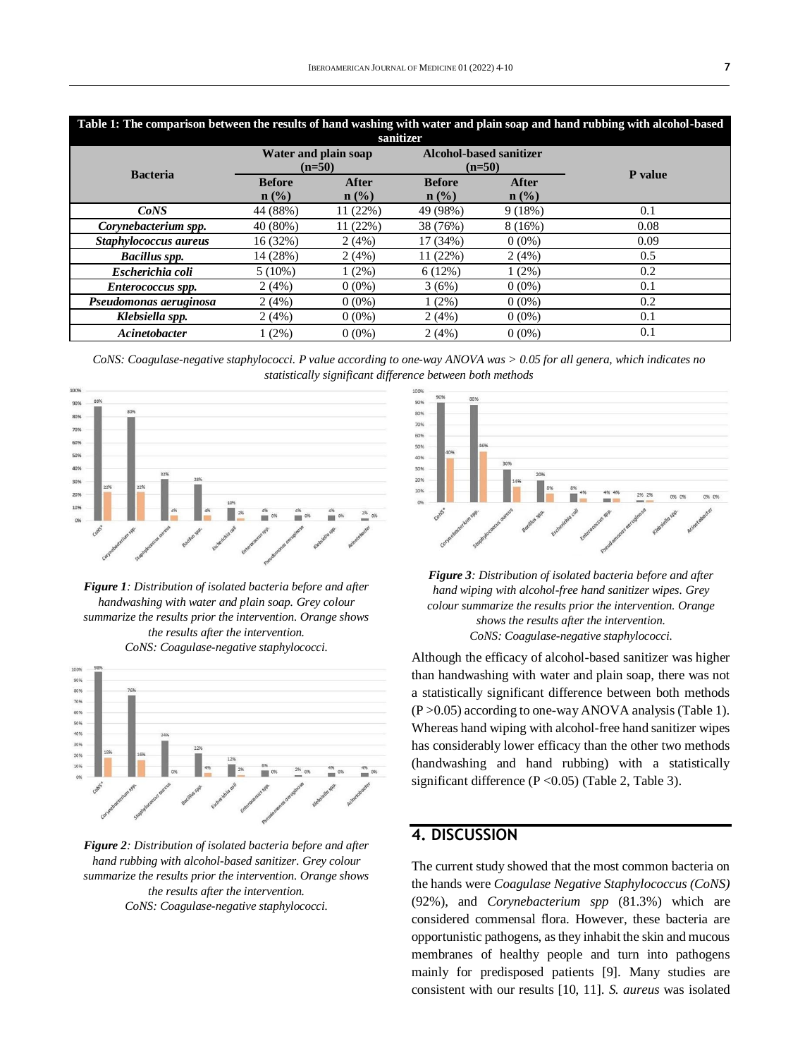**Table 1: The comparison between the results of hand washing with water and plain soap and hand rubbing with alcohol-based sanitizer**

| Bacteria | Water and plain soap (n=50) | | Alcohol-based sanitizer (n=50) | | P value |
|---|---|---|---|---|---|
| | Before n (%) | After n (%) | Before n (%) | After n (%) | |
| ***CoNS*** | 44 (88%) | 11 (22%) | 49 (98%) | 9 (18%) | 0.1 |
| ***Corynebacterium spp.*** | 40 (80%) | 11 (22%) | 38 (76%) | 8 (16%) | 0.08 |
| ***Staphylococcus aureus*** | 16 (32%) | 2 (4%) | 17 (34%) | 0 (0%) | 0.09 |
| ***Bacillus spp.*** | 14 (28%) | 2 (4%) | 11 (22%) | 2 (4%) | 0.5 |
| ***Escherichia coli*** | 5 (10%) | 1 (2%) | 6 (12%) | 1 (2%) | 0.2 |
| ***Enterococcus spp.*** | 2 (4%) | 0 (0%) | 3 (6%) | 0 (0%) | 0.1 |
| ***Pseudomonas aeruginosa*** | 2 (4%) | 0 (0%) | 1 (2%) | 0 (0%) | 0.2 |
| ***Klebsiella spp.*** | 2 (4%) | 0 (0%) | 2 (4%) | 0 (0%) | 0.1 |
| ***Acinetobacter*** | 1 (2%) | 0 (0%) | 2 (4%) | 0 (0%) | 0.1 |

*CoNS: Coagulase-negative staphylococci. P value according to one-way ANOVA was > 0.05 for all genera, which indicates no statistically significant difference between both methods*

***Figure 1**: Distribution of isolated bacteria before and after handwashing with water and plain soap. Grey colour summarize the results prior the intervention. Orange shows the results after the intervention. CoNS: Coagulase-negative staphylococci.*

***Figure 2**: Distribution of isolated bacteria before and after hand rubbing with alcohol-based sanitizer. Grey colour summarize the results prior the intervention. Orange shows the results after the intervention. CoNS: Coagulase-negative staphylococci.*

***Figure 3**: Distribution of isolated bacteria before and after hand wiping with alcohol-free hand sanitizer wipes. Grey colour summarize the results prior the intervention. Orange shows the results after the intervention. CoNS: Coagulase-negative staphylococci.*

Although the efficacy of alcohol-based sanitizer was higher than handwashing with water and plain soap, there was not a statistically significant difference between both methods (P >0.05) according to one-way ANOVA analysis (Table 1). Whereas hand wiping with alcohol-free hand sanitizer wipes has considerably lower efficacy than the other two methods (handwashing and hand rubbing) with a statistically significant difference (P <0.05) (Table 2, Table 3).

## 4. DISCUSSION

The current study showed that the most common bacteria on the hands were *Coagulase Negative Staphylococcus (CoNS)* (92%), and *Corynebacterium spp* (81.3%) which are considered commensal flora. However, these bacteria are opportunistic pathogens, as they inhabit the skin and mucous membranes of healthy people and turn into pathogens mainly for predisposed patients [9]. Many studies are consistent with our results [10, 11]. *S. aureus* was isolated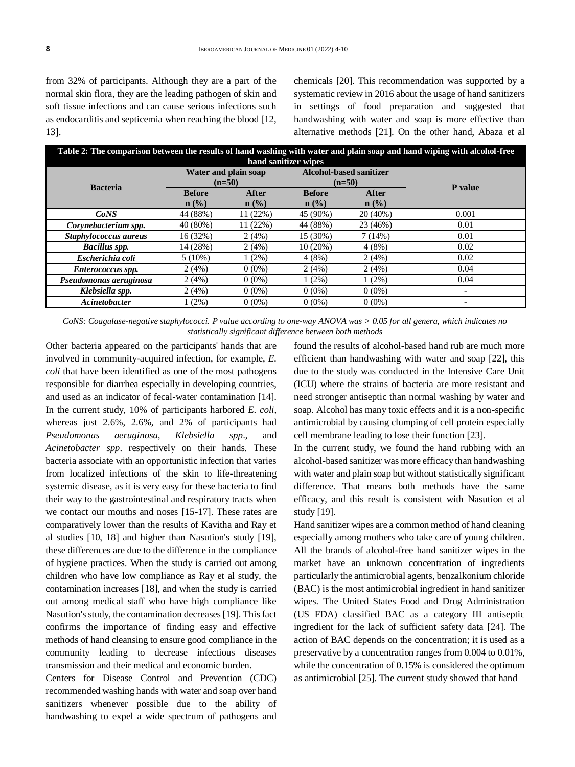from 32% of participants. Although they are a part of the normal skin flora, they are the leading pathogen of skin and soft tissue infections and can cause serious infections such as endocarditis and septicemia when reaching the blood [12, 13].

chemicals [20]. This recommendation was supported by a systematic review in 2016 about the usage of hand sanitizers in settings of food preparation and suggested that handwashing with water and soap is more effective than alternative methods [21]. On the other hand, Abaza et al

**Table 2: The comparison between the results of hand washing with water and plain soap and hand wiping with alcohol-free hand sanitizer wipes**

| Bacteria | Water and plain soap (n=50) | | Alcohol-based sanitizer (n=50) | | P value |
|---|---|---|---|---|---|
| | Before n (%) | After n (%) | Before n (%) | After n (%) | |
| ***CoNS*** | 44 (88%) | 11 (22%) | 45 (90%) | 20 (40%) | 0.001 |
| ***Corynebacterium spp.*** | 40 (80%) | 11 (22%) | 44 (88%) | 23 (46%) | 0.01 |
| ***Staphylococcus aureus*** | 16 (32%) | 2 (4%) | 15 (30%) | 7 (14%) | 0.01 |
| ***Bacillus spp.*** | 14 (28%) | 2 (4%) | 10 (20%) | 4 (8%) | 0.02 |
| ***Escherichia coli*** | 5 (10%) | 1 (2%) | 4 (8%) | 2 (4%) | 0.02 |
| ***Enterococcus spp.*** | 2 (4%) | 0 (0%) | 2 (4%) | 2 (4%) | 0.04 |
| ***Pseudomonas aeruginosa*** | 2 (4%) | 0 (0%) | 1 (2%) | 1 (2%) | 0.04 |
| ***Klebsiella spp.*** | 2 (4%) | 0 (0%) | 0 (0%) | 0 (0%) | - |
| ***Acinetobacter*** | 1 (2%) | 0 (0%) | 0 (0%) | 0 (0%) | - |

*CoNS: Coagulase-negative staphylococci. P value according to one-way ANOVA was > 0.05 for all genera, which indicates no statistically significant difference between both methods*

Other bacteria appeared on the participants' hands that are involved in community-acquired infection, for example, *E. coli* that have been identified as one of the most pathogens responsible for diarrhea especially in developing countries, and used as an indicator of fecal-water contamination [14]. In the current study, 10% of participants harbored *E. coli*, whereas just 2.6%, 2.6%, and 2% of participants had *Pseudomonas aeruginosa, Klebsiella spp*., and *Acinetobacter spp*. respectively on their hands. These bacteria associate with an opportunistic infection that varies from localized infections of the skin to life-threatening systemic disease, as it is very easy for these bacteria to find their way to the gastrointestinal and respiratory tracts when we contact our mouths and noses [15-17]. These rates are comparatively lower than the results of Kavitha and Ray et al studies [10, 18] and higher than Nasution's study [19], these differences are due to the difference in the compliance of hygiene practices. When the study is carried out among children who have low compliance as Ray et al study, the contamination increases [18], and when the study is carried out among medical staff who have high compliance like Nasution's study, the contamination decreases [19]. This fact confirms the importance of finding easy and effective methods of hand cleansing to ensure good compliance in the community leading to decrease infectious diseases transmission and their medical and economic burden.

Centers for Disease Control and Prevention (CDC) recommended washing hands with water and soap over hand sanitizers whenever possible due to the ability of handwashing to expel a wide spectrum of pathogens and

found the results of alcohol-based hand rub are much more efficient than handwashing with water and soap [22], this due to the study was conducted in the Intensive Care Unit (ICU) where the strains of bacteria are more resistant and need stronger antiseptic than normal washing by water and soap. Alcohol has many toxic effects and it is a non-specific antimicrobial by causing clumping of cell protein especially cell membrane leading to lose their function [23].

In the current study, we found the hand rubbing with an alcohol-based sanitizer was more efficacy than handwashing with water and plain soap but without statistically significant difference. That means both methods have the same efficacy, and this result is consistent with Nasution et al study [19].

Hand sanitizer wipes are a common method of hand cleaning especially among mothers who take care of young children. All the brands of alcohol-free hand sanitizer wipes in the market have an unknown concentration of ingredients particularly the antimicrobial agents, benzalkonium chloride (BAC) is the most antimicrobial ingredient in hand sanitizer wipes. The United States Food and Drug Administration (US FDA) classified BAC as a category III antiseptic ingredient for the lack of sufficient safety data [24]. The action of BAC depends on the concentration; it is used as a preservative by a concentration ranges from 0.004 to 0.01%, while the concentration of 0.15% is considered the optimum as antimicrobial [25]. The current study showed that hand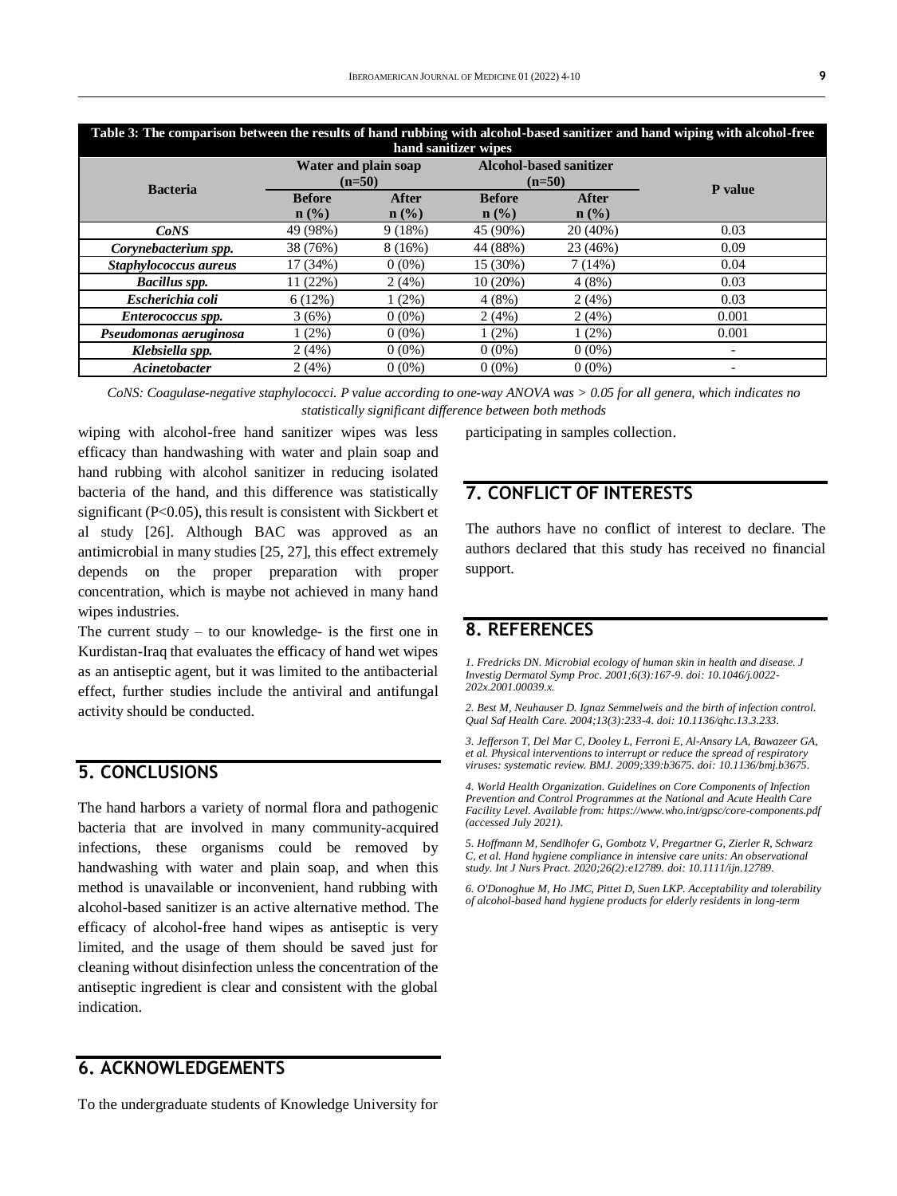**Table 3: The comparison between the results of hand rubbing with alcohol-based sanitizer and hand wiping with alcohol-free hand sanitizer wipes**

| Bacteria | Water and plain soap (n=50) | | Alcohol-based sanitizer (n=50) | | P value |
|---|---|---|---|---|---|
| | Before n (%) | After n (%) | Before n (%) | After n (%) | |
| ***CoNS*** | 49 (98%) | 9 (18%) | 45 (90%) | 20 (40%) | 0.03 |
| ***Corynebacterium spp.*** | 38 (76%) | 8 (16%) | 44 (88%) | 23 (46%) | 0.09 |
| ***Staphylococcus aureus*** | 17 (34%) | 0 (0%) | 15 (30%) | 7 (14%) | 0.04 |
| ***Bacillus spp.*** | 11 (22%) | 2 (4%) | 10 (20%) | 4 (8%) | 0.03 |
| ***Escherichia coli*** | 6 (12%) | 1 (2%) | 4 (8%) | 2 (4%) | 0.03 |
| ***Enterococcus spp.*** | 3 (6%) | 0 (0%) | 2 (4%) | 2 (4%) | 0.001 |
| ***Pseudomonas aeruginosa*** | 1 (2%) | 0 (0%) | 1 (2%) | 1 (2%) | 0.001 |
| ***Klebsiella spp.*** | 2 (4%) | 0 (0%) | 0 (0%) | 0 (0%) | - |
| ***Acinetobacter*** | 2 (4%) | 0 (0%) | 0 (0%) | 0 (0%) | - |

*CoNS: Coagulase-negative staphylococci. P value according to one-way ANOVA was > 0.05 for all genera, which indicates no statistically significant difference between both methods*

wiping with alcohol-free hand sanitizer wipes was less efficacy than handwashing with water and plain soap and hand rubbing with alcohol sanitizer in reducing isolated bacteria of the hand, and this difference was statistically significant ($P<0.05$), this result is consistent with Sickbert et al study [26]. Although BAC was approved as an antimicrobial in many studies [25, 27], this effect extremely depends on the proper preparation with proper concentration, which is maybe not achieved in many hand wipes industries.

The current study – to our knowledge- is the first one in Kurdistan-Iraq that evaluates the efficacy of hand wet wipes as an antiseptic agent, but it was limited to the antibacterial effect, further studies include the antiviral and antifungal activity should be conducted.

## 5. CONCLUSIONS

The hand harbors a variety of normal flora and pathogenic bacteria that are involved in many community-acquired infections, these organisms could be removed by handwashing with water and plain soap, and when this method is unavailable or inconvenient, hand rubbing with alcohol-based sanitizer is an active alternative method. The efficacy of alcohol-free hand wipes as antiseptic is very limited, and the usage of them should be saved just for cleaning without disinfection unless the concentration of the antiseptic ingredient is clear and consistent with the global indication.

## 6. ACKNOWLEDGEMENTS

To the undergraduate students of Knowledge University for participating in samples collection.

## 7. CONFLICT OF INTERESTS

The authors have no conflict of interest to declare. The authors declared that this study has received no financial support.

## 8. REFERENCES

*1. Fredricks DN. Microbial ecology of human skin in health and disease. J Investig Dermatol Symp Proc. 2001;6(3):167-9. doi: 10.1046/j.0022-202x.2001.00039.x.*

*2. Best M, Neuhauser D. Ignaz Semmelweis and the birth of infection control. Qual Saf Health Care. 2004;13(3):233-4. doi: 10.1136/qhc.13.3.233.*

*3. Jefferson T, Del Mar C, Dooley L, Ferroni E, Al-Ansary LA, Bawazeer GA, et al. Physical interventions to interrupt or reduce the spread of respiratory viruses: systematic review. BMJ. 2009;339:b3675. doi: 10.1136/bmj.b3675.*

*4. World Health Organization. Guidelines on Core Components of Infection Prevention and Control Programmes at the National and Acute Health Care Facility Level. Available from: https://www.who.int/gpsc/core-components.pdf (accessed July 2021).*

*5. Hoffmann M, Sendlhofer G, Gombotz V, Pregartner G, Zierler R, Schwarz C, et al. Hand hygiene compliance in intensive care units: An observational study. Int J Nurs Pract. 2020;26(2):e12789. doi: 10.1111/ijn.12789.*

*6. O'Donoghue M, Ho JMC, Pittet D, Suen LKP. Acceptability and tolerability of alcohol-based hand hygiene products for elderly residents in long-term*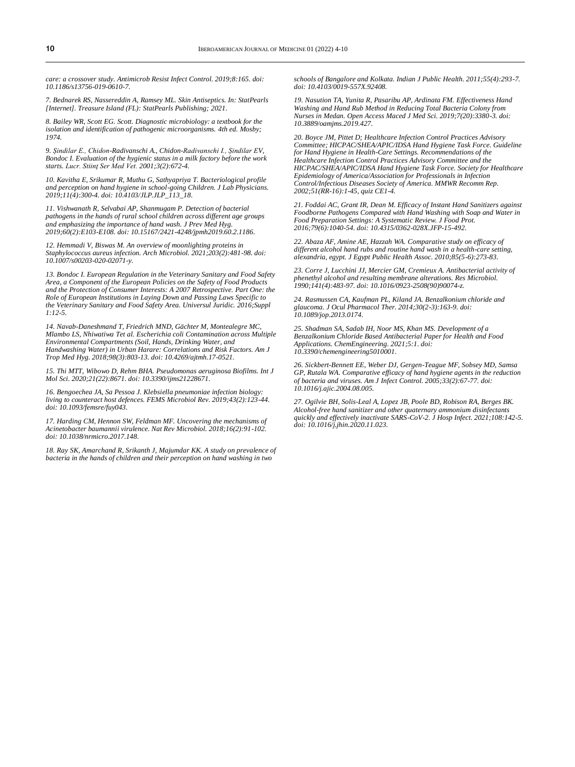*care: a crossover study. Antimicrob Resist Infect Control. 2019;8:165. doi: 10.1186/s13756-019-0610-7.*

*7. Bednarek RS, Nassereddin A, Ramsey ML. Skin Antiseptics. In: StatPearls [Internet]. Treasure Island (FL): StatPearls Publishing; 2021.*

*8. Bailey WR, Scott EG. Scott. Diagnostic microbiology: a textbook for the isolation and identification of pathogenic microorganisms. 4th ed. Mosby; 1974.*

*9. Şindilar E., Chidon-Radivanschi A., Chidon-Radivanschi I., Şindilar EV, Bondoc I. Evaluation of the hygienic status in a milk factory before the work starts. Lucr. Stiinţ Ser Med Vet. 2001;3(2):672-4.*

*10. Kavitha E, Srikumar R, Muthu G, Sathyapriya T. Bacteriological profile and perception on hand hygiene in school-going Children. J Lab Physicians. 2019;11(4):300-4. doi: 10.4103/JLP.JLP_113_18.*

*11. Vishwanath R, Selvabai AP, Shanmugam P. Detection of bacterial pathogens in the hands of rural school children across different age groups and emphasizing the importance of hand wash. J Prev Med Hyg. 2019;60(2):E103-E108. doi: 10.15167/2421-4248/jpmh2019.60.2.1186.*

*12. Hemmadi V, Biswas M. An overview of moonlighting proteins in Staphylococcus aureus infection. Arch Microbiol. 2021;203(2):481-98. doi: 10.1007/s00203-020-02071-y.*

*13. Bondoc I. European Regulation in the Veterinary Sanitary and Food Safety Area, a Component of the European Policies on the Safety of Food Products and the Protection of Consumer Interests: A 2007 Retrospective. Part One: the Role of European Institutions in Laying Down and Passing Laws Specific to the Veterinary Sanitary and Food Safety Area. Universul Juridic. 2016;Suppl 1:12-5.*

*14. Navab-Daneshmand T, Friedrich MND, Gächter M, Montealegre MC, Mlambo LS, Nhiwatiwa Tet al. Escherichia coli Contamination across Multiple Environmental Compartments (Soil, Hands, Drinking Water, and Handwashing Water) in Urban Harare: Correlations and Risk Factors. Am J Trop Med Hyg. 2018;98(3):803-13. doi: 10.4269/ajtmh.17-0521.*

*15. Thi MTT, Wibowo D, Rehm BHA. Pseudomonas aeruginosa Biofilms. Int J Mol Sci. 2020;21(22):8671. doi: 10.3390/ijms21228671.*

*16. Bengoechea JA, Sa Pessoa J. Klebsiella pneumoniae infection biology: living to counteract host defences. FEMS Microbiol Rev. 2019;43(2):123-44. doi: 10.1093/femsre/fuy043.*

*17. Harding CM, Hennon SW, Feldman MF. Uncovering the mechanisms of Acinetobacter baumannii virulence. Nat Rev Microbiol. 2018;16(2):91-102. doi: 10.1038/nrmicro.2017.148.*

*18. Ray SK, Amarchand R, Srikanth J, Majumdar KK. A study on prevalence of bacteria in the hands of children and their perception on hand washing in two schools of Bangalore and Kolkata. Indian J Public Health. 2011;55(4):293-7. doi: 10.4103/0019-557X.92408.*

*19. Nasution TA, Yunita R, Pasaribu AP, Ardinata FM. Effectiveness Hand Washing and Hand Rub Method in Reducing Total Bacteria Colony from Nurses in Medan. Open Access Maced J Med Sci. 2019;7(20):3380-3. doi: 10.3889/oamjms.2019.427.*

*20. Boyce JM, Pittet D; Healthcare Infection Control Practices Advisory Committee; HICPAC/SHEA/APIC/IDSA Hand Hygiene Task Force. Guideline for Hand Hygiene in Health-Care Settings. Recommendations of the Healthcare Infection Control Practices Advisory Committee and the HICPAC/SHEA/APIC/IDSA Hand Hygiene Task Force. Society for Healthcare Epidemiology of America/Association for Professionals in Infection Control/Infectious Diseases Society of America. MMWR Recomm Rep. 2002;51(RR-16):1-45, quiz CE1-4.*

*21. Foddai AC, Grant IR, Dean M. Efficacy of Instant Hand Sanitizers against Foodborne Pathogens Compared with Hand Washing with Soap and Water in Food Preparation Settings: A Systematic Review. J Food Prot. 2016;79(6):1040-54. doi: 10.4315/0362-028X.JFP-15-492.*

*22. Abaza AF, Amine AE, Hazzah WA. Comparative study on efficacy of different alcohol hand rubs and routine hand wash in a health-care setting, alexandria, egypt. J Egypt Public Health Assoc. 2010;85(5-6):273-83.*

*23. Corre J, Lucchini JJ, Mercier GM, Cremieux A. Antibacterial activity of phenethyl alcohol and resulting membrane alterations. Res Microbiol. 1990;141(4):483-97. doi: 10.1016/0923-2508(90)90074-z.*

*24. Rasmussen CA, Kaufman PL, Kiland JA. Benzalkonium chloride and glaucoma. J Ocul Pharmacol Ther. 2014;30(2-3):163-9. doi: 10.1089/jop.2013.0174.*

*25. Shadman SA, Sadab IH, Noor MS, Khan MS. Development of a Benzalkonium Chloride Based Antibacterial Paper for Health and Food Applications. ChemEngineering. 2021;5:1. doi: 10.3390/chemengineering5010001.*

*26. Sickbert-Bennett EE, Weber DJ, Gergen-Teague MF, Sobsey MD, Samsa GP, Rutala WA. Comparative efficacy of hand hygiene agents in the reduction of bacteria and viruses. Am J Infect Control. 2005;33(2):67-77. doi: 10.1016/j.ajic.2004.08.005.*

*27. Ogilvie BH, Solis-Leal A, Lopez JB, Poole BD, Robison RA, Berges BK. Alcohol-free hand sanitizer and other quaternary ammonium disinfectants quickly and effectively inactivate SARS-CoV-2. J Hosp Infect. 2021;108:142-5. doi: 10.1016/j.jhin.2020.11.023.*